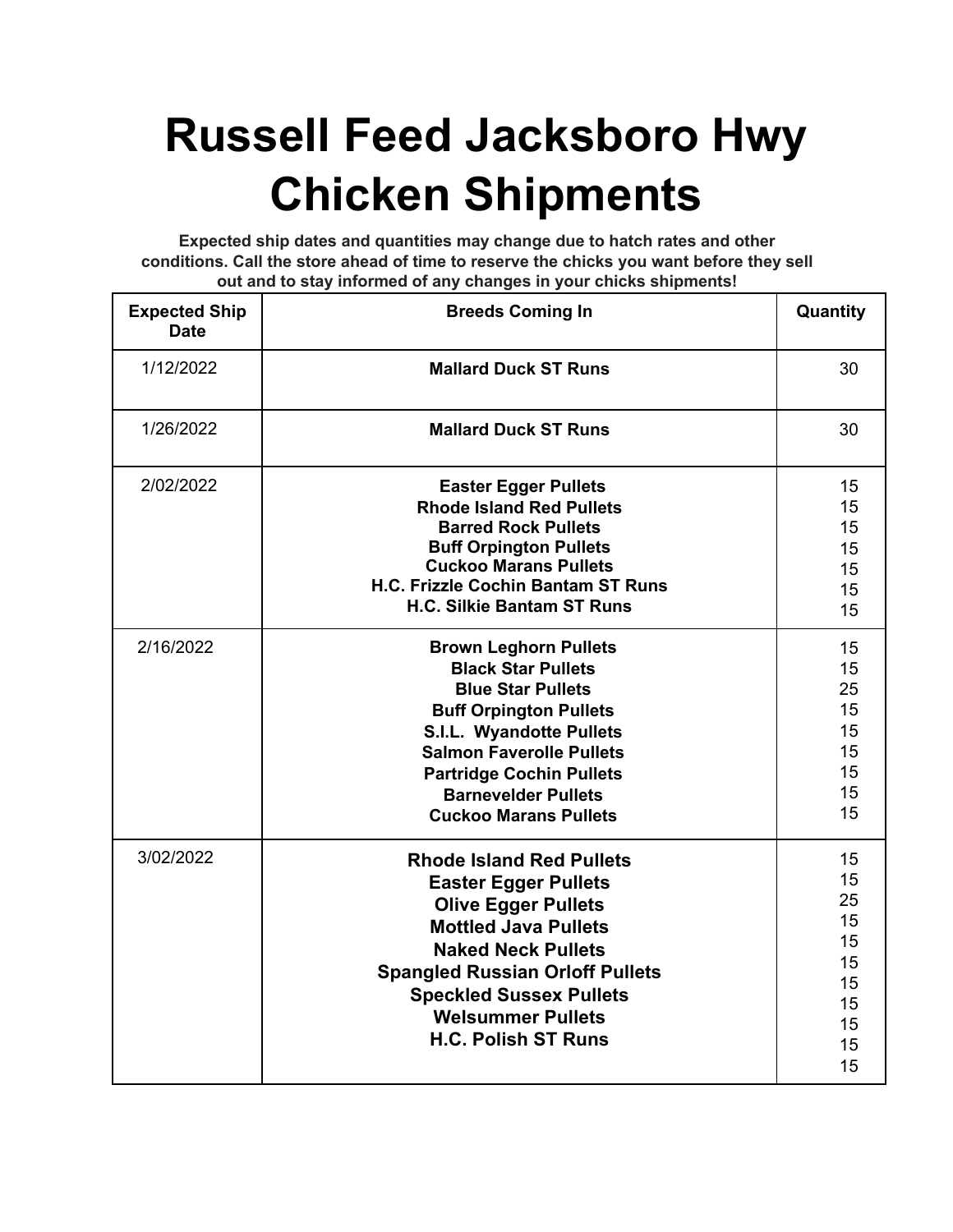# Russell Feed Jacksboro Hwy Chicken Shipments

**Expected ship dates and quantities may change due to hatch rates and other conditions. Call the store ahead of time to reserve the chicks you want before they sell out and to stay informed of any changes in your chicks shipments!**

| Expected Ship Date | Breeds Coming In | Quantity |
|---|---|---|
| 1/12/2022 | **Mallard Duck ST Runs** | 30 |
| 1/26/2022 | **Mallard Duck ST Runs** | 30 |
| 2/02/2022 | **Easter Egger Pullets**<br>**Rhode Island Red Pullets**<br>**Barred Rock Pullets**<br>**Buff Orpington Pullets**<br>**Cuckoo Marans Pullets**<br>**H.C. Frizzle Cochin Bantam ST Runs**<br>**H.C. Silkie Bantam ST Runs** | 15<br>15<br>15<br>15<br>15<br>15<br>15 |
| 2/16/2022 | **Brown Leghorn Pullets**<br>**Black Star Pullets**<br>**Blue Star Pullets**<br>**Buff Orpington Pullets**<br>**S.I.L. Wyandotte Pullets**<br>**Salmon Faverolle Pullets**<br>**Partridge Cochin Pullets**<br>**Barnevelder Pullets**<br>**Cuckoo Marans Pullets** | 15<br>15<br>25<br>15<br>15<br>15<br>15<br>15<br>15 |
| 3/02/2022 | **Rhode Island Red Pullets**<br>**Easter Egger Pullets**<br>**Olive Egger Pullets**<br>**Mottled Java Pullets**<br>**Naked Neck Pullets**<br>**Spangled Russian Orloff Pullets**<br>**Speckled Sussex Pullets**<br>**Welsummer Pullets**<br>**H.C. Polish ST Runs** | 15<br>15<br>25<br>15<br>15<br>15<br>15<br>15<br>15<br>15<br>15 |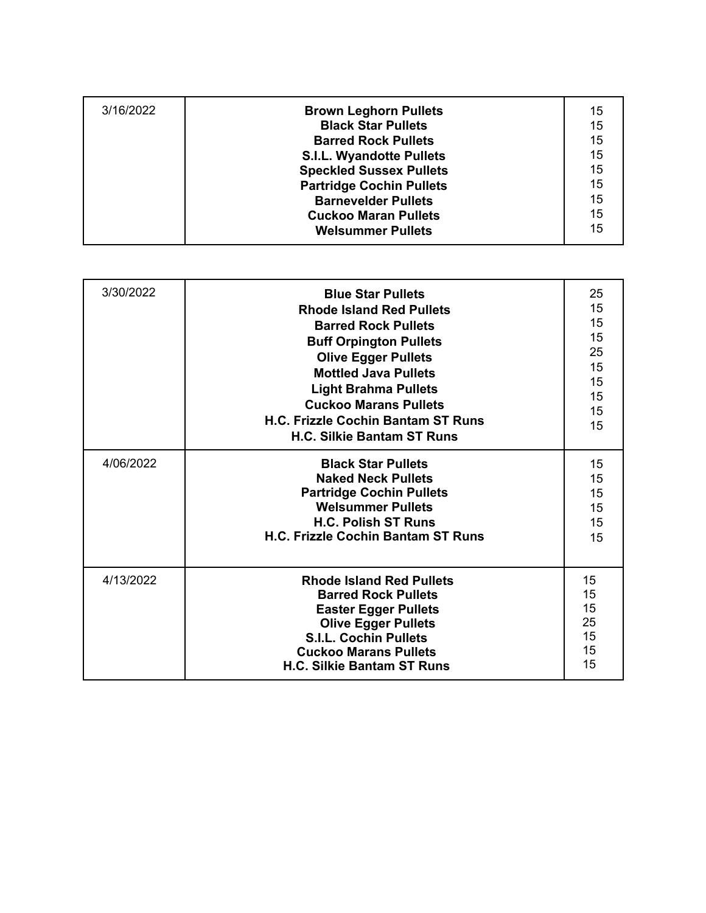| 3/16/2022 | **Brown Leghorn Pullets** | 15 |
|---|---|---|
| | **Black Star Pullets** | 15 |
| | **Barred Rock Pullets** | 15 |
| | **S.I.L. Wyandotte Pullets** | 15 |
| | **Speckled Sussex Pullets** | 15 |
| | **Partridge Cochin Pullets** | 15 |
| | **Barnevelder Pullets** | 15 |
| | **Cuckoo Maran Pullets** | 15 |
| | **Welsummer Pullets** | 15 |

| 3/30/2022 | **Blue Star Pullets** | 25 |
|---|---|---|
| | **Rhode Island Red Pullets** | 15 |
| | **Barred Rock Pullets** | 15 |
| | **Buff Orpington Pullets** | 15 |
| | **Olive Egger Pullets** | 25 |
| | **Mottled Java Pullets** | 15 |
| | **Light Brahma Pullets** | 15 |
| | **Cuckoo Marans Pullets** | 15 |
| | **H.C. Frizzle Cochin Bantam ST Runs** | 15 |
| | **H.C. Silkie Bantam ST Runs** | 15 |
| 4/06/2022 | **Black Star Pullets** | 15 |
| | **Naked Neck Pullets** | 15 |
| | **Partridge Cochin Pullets** | 15 |
| | **Welsummer Pullets** | 15 |
| | **H.C. Polish ST Runs** | 15 |
| | **H.C. Frizzle Cochin Bantam ST Runs** | 15 |
| 4/13/2022 | **Rhode Island Red Pullets** | 15 |
| | **Barred Rock Pullets** | 15 |
| | **Easter Egger Pullets** | 15 |
| | **Olive Egger Pullets** | 25 |
| | **S.I.L. Cochin Pullets** | 15 |
| | **Cuckoo Marans Pullets** | 15 |
| | **H.C. Silkie Bantam ST Runs** | 15 |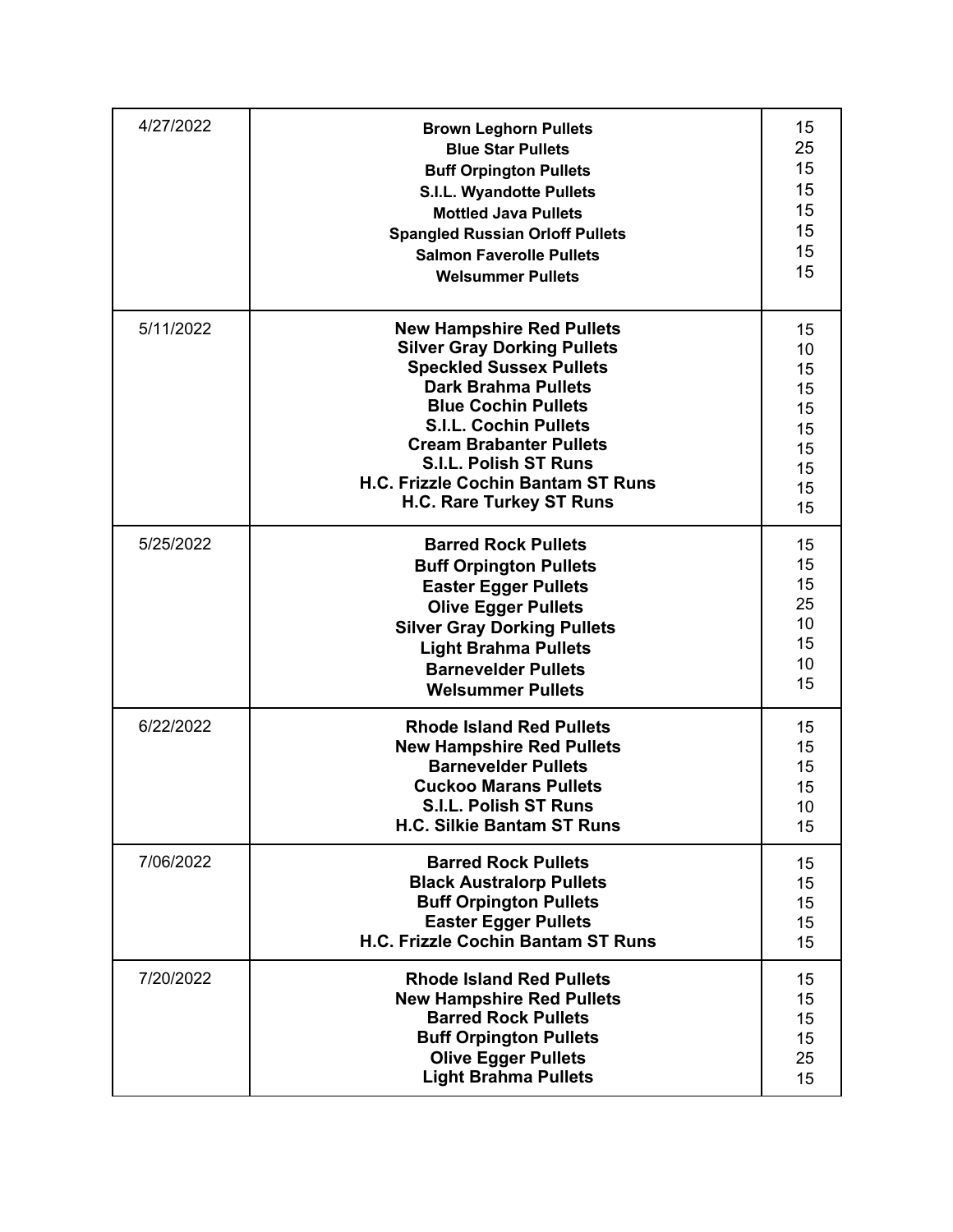| | | |
|---|---|---|
| 4/27/2022 | **Brown Leghorn Pullets**<br>**Blue Star Pullets**<br>**Buff Orpington Pullets**<br>**S.I.L. Wyandotte Pullets**<br>**Mottled Java Pullets**<br>**Spangled Russian Orloff Pullets**<br>**Salmon Faverolle Pullets**<br>**Welsummer Pullets** | 15<br>25<br>15<br>15<br>15<br>15<br>15<br>15 |
| 5/11/2022 | **New Hampshire Red Pullets**<br>**Silver Gray Dorking Pullets**<br>**Speckled Sussex Pullets**<br>**Dark Brahma Pullets**<br>**Blue Cochin Pullets**<br>**S.I.L. Cochin Pullets**<br>**Cream Brabanter Pullets**<br>**S.I.L. Polish ST Runs**<br>**H.C. Frizzle Cochin Bantam ST Runs**<br>**H.C. Rare Turkey ST Runs** | 15<br>10<br>15<br>15<br>15<br>15<br>15<br>15<br>15<br>15 |
| 5/25/2022 | **Barred Rock Pullets**<br>**Buff Orpington Pullets**<br>**Easter Egger Pullets**<br>**Olive Egger Pullets**<br>**Silver Gray Dorking Pullets**<br>**Light Brahma Pullets**<br>**Barnevelder Pullets**<br>**Welsummer Pullets** | 15<br>15<br>15<br>25<br>10<br>15<br>10<br>15 |
| 6/22/2022 | **Rhode Island Red Pullets**<br>**New Hampshire Red Pullets**<br>**Barnevelder Pullets**<br>**Cuckoo Marans Pullets**<br>**S.I.L. Polish ST Runs**<br>**H.C. Silkie Bantam ST Runs** | 15<br>15<br>15<br>15<br>10<br>15 |
| 7/06/2022 | **Barred Rock Pullets**<br>**Black Australorp Pullets**<br>**Buff Orpington Pullets**<br>**Easter Egger Pullets**<br>**H.C. Frizzle Cochin Bantam ST Runs** | 15<br>15<br>15<br>15<br>15 |
| 7/20/2022 | **Rhode Island Red Pullets**<br>**New Hampshire Red Pullets**<br>**Barred Rock Pullets**<br>**Buff Orpington Pullets**<br>**Olive Egger Pullets**<br>**Light Brahma Pullets** | 15<br>15<br>15<br>15<br>25<br>15 |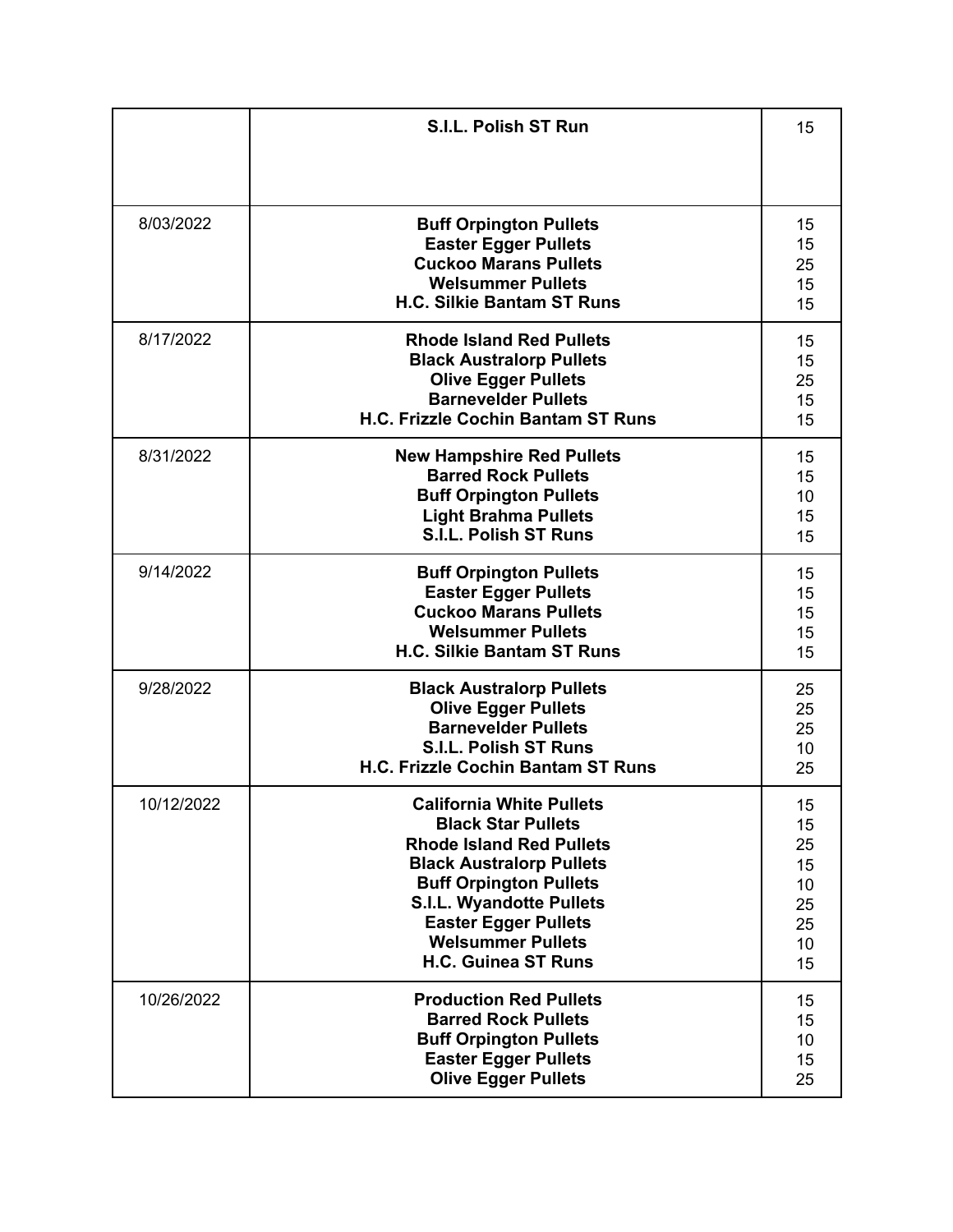|  |  |  |
|---|---|---|
|  | **S.I.L. Polish ST Run** | 15 |
| 8/03/2022 | **Buff Orpington Pullets**<br>**Easter Egger Pullets**<br>**Cuckoo Marans Pullets**<br>**Welsummer Pullets**<br>**H.C. Silkie Bantam ST Runs** | 15<br>15<br>25<br>15<br>15 |
| 8/17/2022 | **Rhode Island Red Pullets**<br>**Black Australorp Pullets**<br>**Olive Egger Pullets**<br>**Barnevelder Pullets**<br>**H.C. Frizzle Cochin Bantam ST Runs** | 15<br>15<br>25<br>15<br>15 |
| 8/31/2022 | **New Hampshire Red Pullets**<br>**Barred Rock Pullets**<br>**Buff Orpington Pullets**<br>**Light Brahma Pullets**<br>**S.I.L. Polish ST Runs** | 15<br>15<br>10<br>15<br>15 |
| 9/14/2022 | **Buff Orpington Pullets**<br>**Easter Egger Pullets**<br>**Cuckoo Marans Pullets**<br>**Welsummer Pullets**<br>**H.C. Silkie Bantam ST Runs** | 15<br>15<br>15<br>15<br>15 |
| 9/28/2022 | **Black Australorp Pullets**<br>**Olive Egger Pullets**<br>**Barnevelder Pullets**<br>**S.I.L. Polish ST Runs**<br>**H.C. Frizzle Cochin Bantam ST Runs** | 25<br>25<br>25<br>10<br>25 |
| 10/12/2022 | **California White Pullets**<br>**Black Star Pullets**<br>**Rhode Island Red Pullets**<br>**Black Australorp Pullets**<br>**Buff Orpington Pullets**<br>**S.I.L. Wyandotte Pullets**<br>**Easter Egger Pullets**<br>**Welsummer Pullets**<br>**H.C. Guinea ST Runs** | 15<br>15<br>25<br>15<br>10<br>25<br>25<br>10<br>15 |
| 10/26/2022 | **Production Red Pullets**<br>**Barred Rock Pullets**<br>**Buff Orpington Pullets**<br>**Easter Egger Pullets**<br>**Olive Egger Pullets** | 15<br>15<br>10<br>15<br>25 |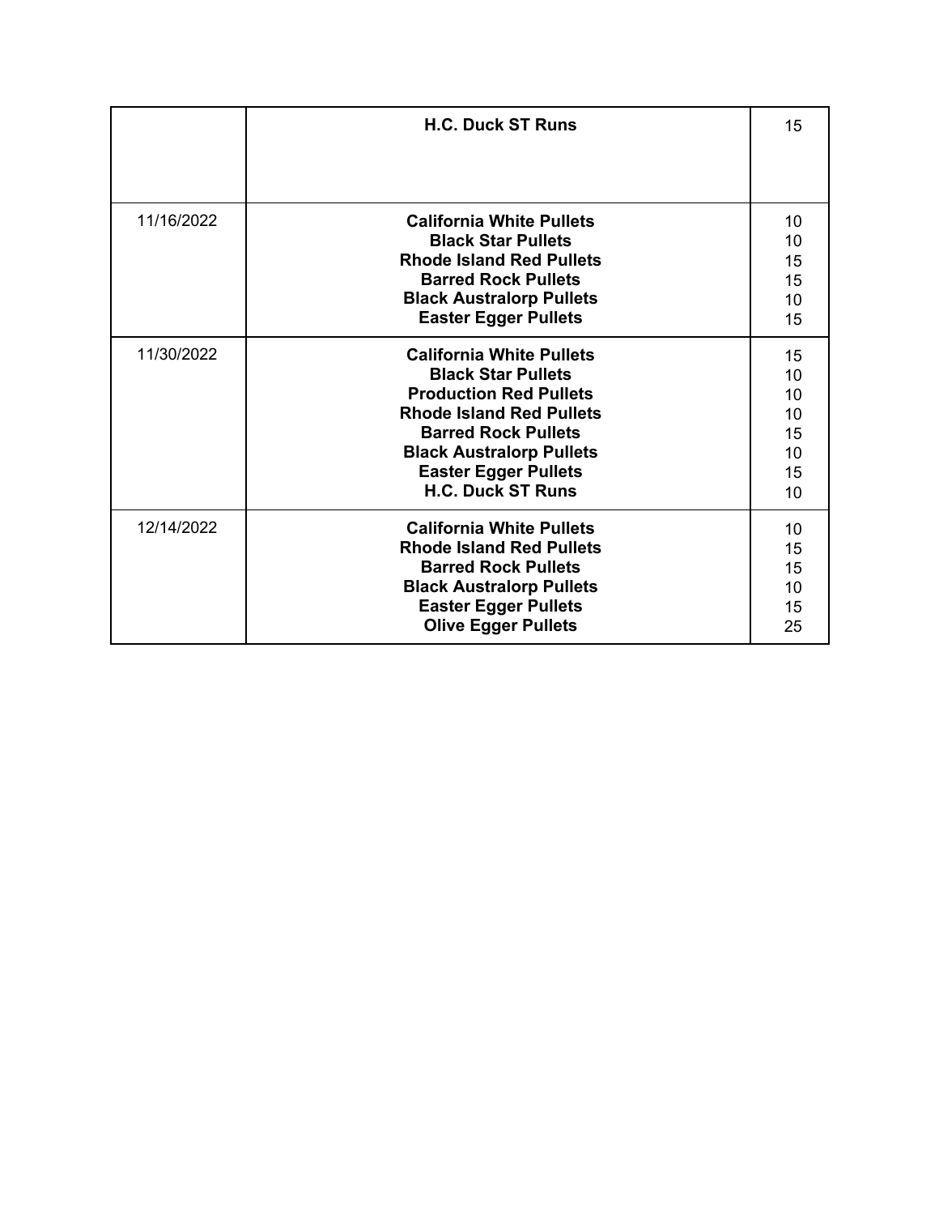| | | |
|---|---|---|
| | **H.C. Duck ST Runs** | 15 |
| 11/16/2022 | **California White Pullets**<br>**Black Star Pullets**<br>**Rhode Island Red Pullets**<br>**Barred Rock Pullets**<br>**Black Australorp Pullets**<br>**Easter Egger Pullets** | 10<br>10<br>15<br>15<br>10<br>15 |
| 11/30/2022 | **California White Pullets**<br>**Black Star Pullets**<br>**Production Red Pullets**<br>**Rhode Island Red Pullets**<br>**Barred Rock Pullets**<br>**Black Australorp Pullets**<br>**Easter Egger Pullets**<br>**H.C. Duck ST Runs** | 15<br>10<br>10<br>10<br>15<br>10<br>15<br>10 |
| 12/14/2022 | **California White Pullets**<br>**Rhode Island Red Pullets**<br>**Barred Rock Pullets**<br>**Black Australorp Pullets**<br>**Easter Egger Pullets**<br>**Olive Egger Pullets** | 10<br>15<br>15<br>10<br>15<br>25 |